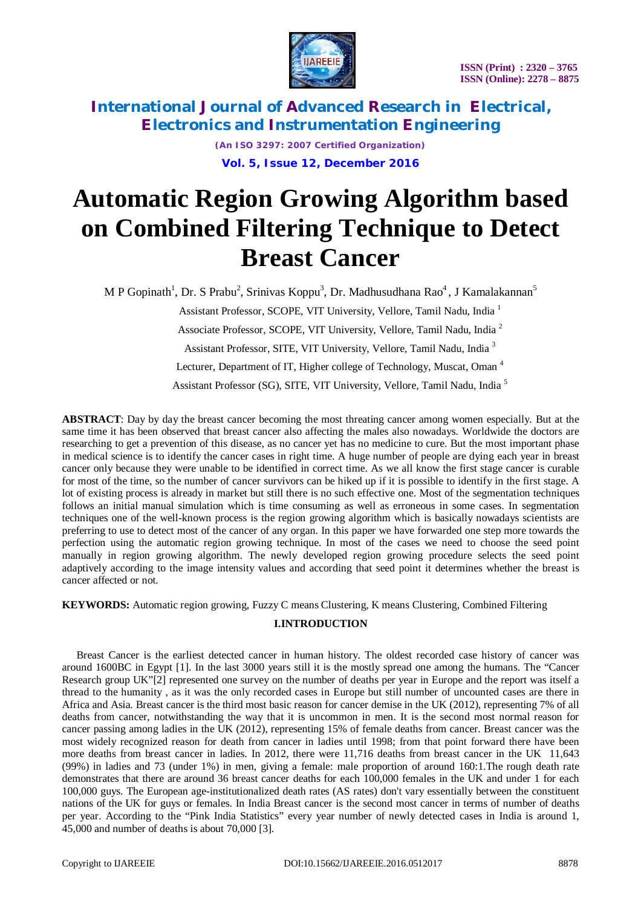# Automatic Region Growing Algorithm based on Combined Filtering Technique to Detect Breast Cancer

M P Gopinath[1], Dr. S Prabu[2], Srinivas Koppu[3], Dr. Madhusudhana Rao[4], J Kamalakannan[5]

Assistant Professor, SCOPE, VIT University, Vellore, Tamil Nadu, India [1]

Associate Professor, SCOPE, VIT University, Vellore, Tamil Nadu, India [2]

Assistant Professor, SITE, VIT University, Vellore, Tamil Nadu, India [3]

Lecturer, Department of IT, Higher college of Technology, Muscat, Oman [4]

Assistant Professor (SG), SITE, VIT University, Vellore, Tamil Nadu, India [5]

**ABSTRACT**: Day by day the breast cancer becoming the most threating cancer among women especially. But at the same time it has been observed that breast cancer also affecting the males also nowadays. Worldwide the doctors are researching to get a prevention of this disease, as no cancer yet has no medicine to cure. But the most important phase in medical science is to identify the cancer cases in right time. A huge number of people are dying each year in breast cancer only because they were unable to be identified in correct time. As we all know the first stage cancer is curable for most of the time, so the number of cancer survivors can be hiked up if it is possible to identify in the first stage. A lot of existing process is already in market but still there is no such effective one. Most of the segmentation techniques follows an initial manual simulation which is time consuming as well as erroneous in some cases. In segmentation techniques one of the well-known process is the region growing algorithm which is basically nowadays scientists are preferring to use to detect most of the cancer of any organ. In this paper we have forwarded one step more towards the perfection using the automatic region growing technique. In most of the cases we need to choose the seed point manually in region growing algorithm. The newly developed region growing procedure selects the seed point adaptively according to the image intensity values and according that seed point it determines whether the breast is cancer affected or not.

**KEYWORDS:** Automatic region growing, Fuzzy C means Clustering, K means Clustering, Combined Filtering

## I.INTRODUCTION

Breast Cancer is the earliest detected cancer in human history. The oldest recorded case history of cancer was around 1600BC in Egypt [1]. In the last 3000 years still it is the mostly spread one among the humans. The "Cancer Research group UK"[2] represented one survey on the number of deaths per year in Europe and the report was itself a thread to the humanity , as it was the only recorded cases in Europe but still number of uncounted cases are there in Africa and Asia. Breast cancer is the third most basic reason for cancer demise in the UK (2012), representing 7% of all deaths from cancer, notwithstanding the way that it is uncommon in men. It is the second most normal reason for cancer passing among ladies in the UK (2012), representing 15% of female deaths from cancer. Breast cancer was the most widely recognized reason for death from cancer in ladies until 1998; from that point forward there have been more deaths from breast cancer in ladies. In 2012, there were 11,716 deaths from breast cancer in the UK 11,643 (99%) in ladies and 73 (under 1%) in men, giving a female: male proportion of around 160:1.The rough death rate demonstrates that there are around 36 breast cancer deaths for each 100,000 females in the UK and under 1 for each 100,000 guys. The European age-institutionalized death rates (AS rates) don't vary essentially between the constituent nations of the UK for guys or females. In India Breast cancer is the second most cancer in terms of number of deaths per year. According to the "Pink India Statistics" every year number of newly detected cases in India is around 1, 45,000 and number of deaths is about 70,000 [3].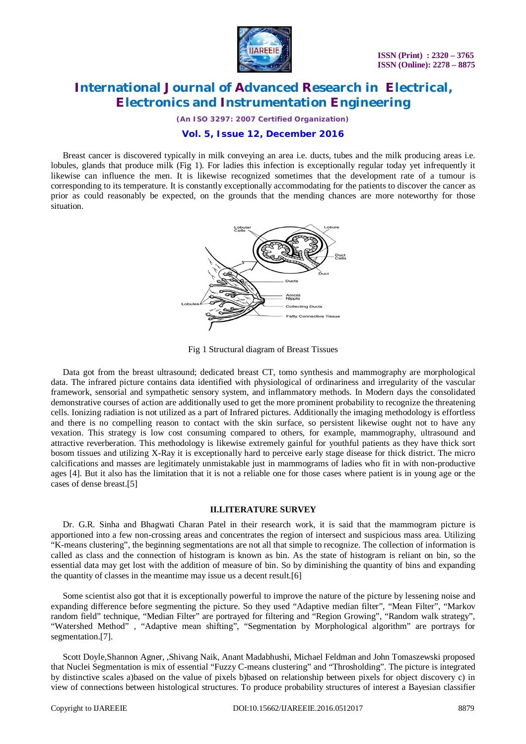Breast cancer is discovered typically in milk conveying an area i.e. ducts, tubes and the milk producing areas i.e. lobules, glands that produce milk (Fig 1). For ladies this infection is exceptionally regular today yet infrequently it likewise can influence the men. It is likewise recognized sometimes that the development rate of a tumour is corresponding to its temperature. It is constantly exceptionally accommodating for the patients to discover the cancer as prior as could reasonably be expected, on the grounds that the mending chances are more noteworthy for those situation.

Fig 1 Structural diagram of Breast Tissues

Data got from the breast ultrasound; dedicated breast CT, tomo synthesis and mammography are morphological data. The infrared picture contains data identified with physiological of ordinariness and irregularity of the vascular framework, sensorial and sympathetic sensory system, and inflammatory methods. In Modern days the consolidated demonstrative courses of action are additionally used to get the more prominent probability to recognize the threatening cells. Ionizing radiation is not utilized as a part of Infrared pictures. Additionally the imaging methodology is effortless and there is no compelling reason to contact with the skin surface, so persistent likewise ought not to have any vexation. This strategy is low cost consuming compared to others, for example, mammography, ultrasound and attractive reverberation. This methodology is likewise extremely gainful for youthful patients as they have thick sort bosom tissues and utilizing X-Ray it is exceptionally hard to perceive early stage disease for thick district. The micro calcifications and masses are legitimately unmistakable just in mammograms of ladies who fit in with non-productive ages [4]. But it also has the limitation that it is not a reliable one for those cases where patient is in young age or the cases of dense breast.[5]

## II.LITERATURE SURVEY

Dr. G.R. Sinha and Bhagwati Charan Patel in their research work, it is said that the mammogram picture is apportioned into a few non-crossing areas and concentrates the region of intersect and suspicious mass area. Utilizing "K-means clustering", the beginning segmentations are not all that simple to recognize. The collection of information is called as class and the connection of histogram is known as bin. As the state of histogram is reliant on bin, so the essential data may get lost with the addition of measure of bin. So by diminishing the quantity of bins and expanding the quantity of classes in the meantime may issue us a decent result.[6]

Some scientist also got that it is exceptionally powerful to improve the nature of the picture by lessening noise and expanding difference before segmenting the picture. So they used "Adaptive median filter", "Mean Filter", "Markov random field" technique, "Median Filter" are portrayed for filtering and "Region Growing", "Random walk strategy", "Watershed Method" , "Adaptive mean shifting", "Segmentation by Morphological algorithm" are portrays for segmentation.[7].

Scott Doyle,Shannon Agner, ,Shivang Naik, Anant Madabhushi, Michael Feldman and John Tomaszewski proposed that Nuclei Segmentation is mix of essential "Fuzzy C-means clustering" and "Throsholding". The picture is integrated by distinctive scales a)based on the value of pixels b)based on relationship between pixels for object discovery c) in view of connections between histological structures. To produce probability structures of interest a Bayesian classifier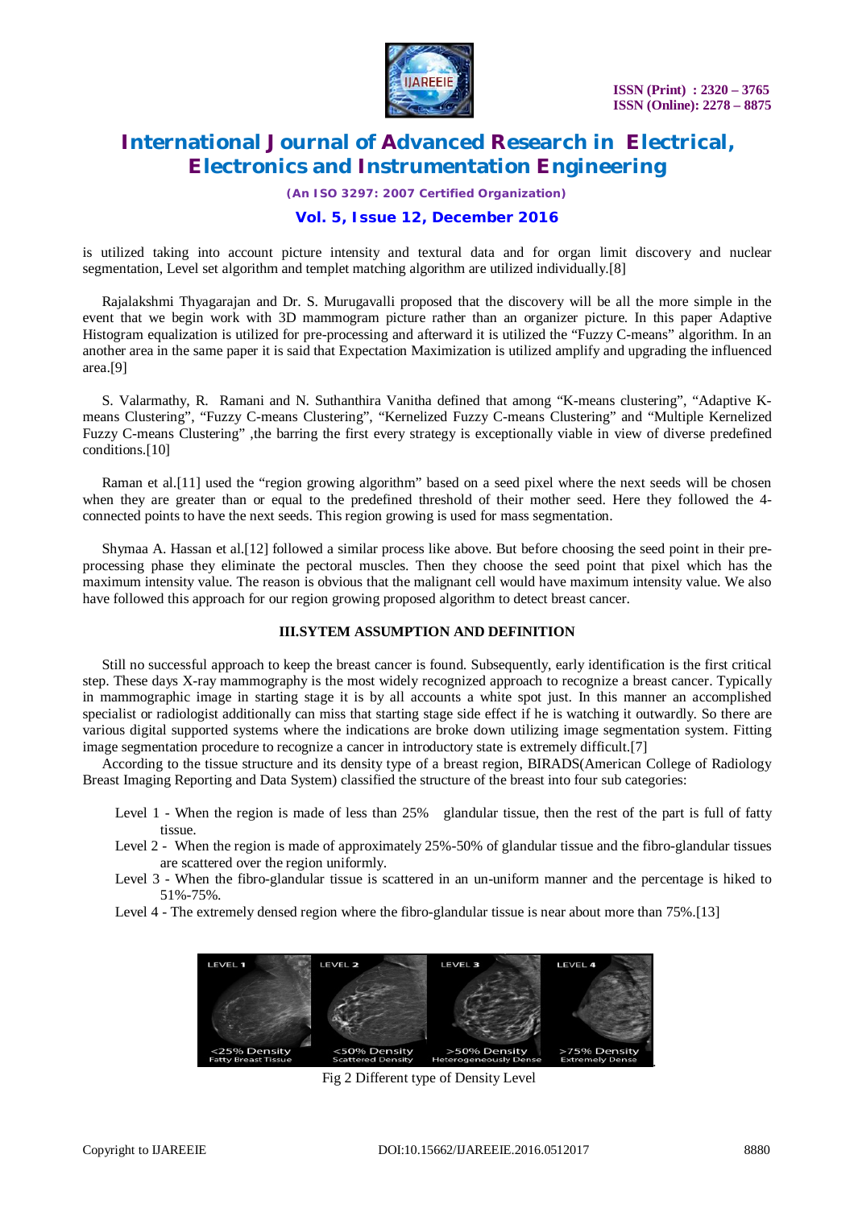is utilized taking into account picture intensity and textural data and for organ limit discovery and nuclear segmentation, Level set algorithm and templet matching algorithm are utilized individually.[8]

Rajalakshmi Thyagarajan and Dr. S. Murugavalli proposed that the discovery will be all the more simple in the event that we begin work with 3D mammogram picture rather than an organizer picture. In this paper Adaptive Histogram equalization is utilized for pre-processing and afterward it is utilized the "Fuzzy C-means" algorithm. In an another area in the same paper it is said that Expectation Maximization is utilized amplify and upgrading the influenced area.[9]

S. Valarmathy, R. Ramani and N. Suthanthira Vanitha defined that among "K-means clustering", "Adaptive K-means Clustering", "Fuzzy C-means Clustering", "Kernelized Fuzzy C-means Clustering" and "Multiple Kernelized Fuzzy C-means Clustering" ,the barring the first every strategy is exceptionally viable in view of diverse predefined conditions.[10]

Raman et al.[11] used the "region growing algorithm" based on a seed pixel where the next seeds will be chosen when they are greater than or equal to the predefined threshold of their mother seed. Here they followed the 4-connected points to have the next seeds. This region growing is used for mass segmentation.

Shymaa A. Hassan et al.[12] followed a similar process like above. But before choosing the seed point in their pre-processing phase they eliminate the pectoral muscles. Then they choose the seed point that pixel which has the maximum intensity value. The reason is obvious that the malignant cell would have maximum intensity value. We also have followed this approach for our region growing proposed algorithm to detect breast cancer.

## III.SYTEM ASSUMPTION AND DEFINITION

Still no successful approach to keep the breast cancer is found. Subsequently, early identification is the first critical step. These days X-ray mammography is the most widely recognized approach to recognize a breast cancer. Typically in mammographic image in starting stage it is by all accounts a white spot just. In this manner an accomplished specialist or radiologist additionally can miss that starting stage side effect if he is watching it outwardly. So there are various digital supported systems where the indications are broke down utilizing image segmentation system. Fitting image segmentation procedure to recognize a cancer in introductory state is extremely difficult.[7]

According to the tissue structure and its density type of a breast region, BIRADS(American College of Radiology Breast Imaging Reporting and Data System) classified the structure of the breast into four sub categories:

- Level 1 - When the region is made of less than 25% glandular tissue, then the rest of the part is full of fatty tissue.
- Level 2 - When the region is made of approximately 25%-50% of glandular tissue and the fibro-glandular tissues are scattered over the region uniformly.
- Level 3 - When the fibro-glandular tissue is scattered in an un-uniform manner and the percentage is hiked to 51%-75%.
- Level 4 - The extremely densed region where the fibro-glandular tissue is near about more than 75%.[13]

Fig 2 Different type of Density Level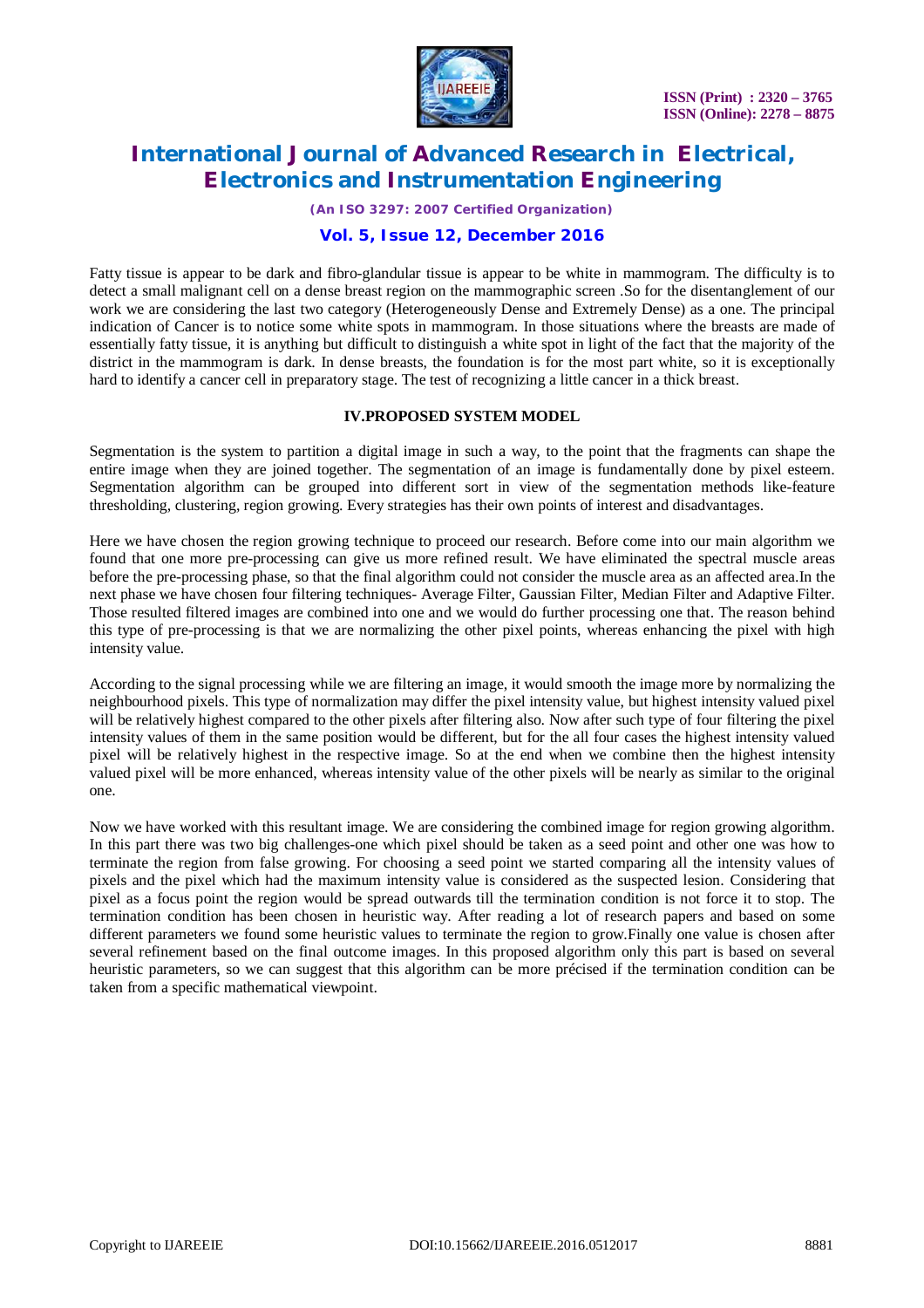Fatty tissue is appear to be dark and fibro-glandular tissue is appear to be white in mammogram. The difficulty is to detect a small malignant cell on a dense breast region on the mammographic screen .So for the disentanglement of our work we are considering the last two category (Heterogeneously Dense and Extremely Dense) as a one. The principal indication of Cancer is to notice some white spots in mammogram. In those situations where the breasts are made of essentially fatty tissue, it is anything but difficult to distinguish a white spot in light of the fact that the majority of the district in the mammogram is dark. In dense breasts, the foundation is for the most part white, so it is exceptionally hard to identify a cancer cell in preparatory stage. The test of recognizing a little cancer in a thick breast.

## IV.PROPOSED SYSTEM MODEL

Segmentation is the system to partition a digital image in such a way, to the point that the fragments can shape the entire image when they are joined together. The segmentation of an image is fundamentally done by pixel esteem. Segmentation algorithm can be grouped into different sort in view of the segmentation methods like-feature thresholding, clustering, region growing. Every strategies has their own points of interest and disadvantages.

Here we have chosen the region growing technique to proceed our research. Before come into our main algorithm we found that one more pre-processing can give us more refined result. We have eliminated the spectral muscle areas before the pre-processing phase, so that the final algorithm could not consider the muscle area as an affected area.In the next phase we have chosen four filtering techniques- Average Filter, Gaussian Filter, Median Filter and Adaptive Filter. Those resulted filtered images are combined into one and we would do further processing one that. The reason behind this type of pre-processing is that we are normalizing the other pixel points, whereas enhancing the pixel with high intensity value.

According to the signal processing while we are filtering an image, it would smooth the image more by normalizing the neighbourhood pixels. This type of normalization may differ the pixel intensity value, but highest intensity valued pixel will be relatively highest compared to the other pixels after filtering also. Now after such type of four filtering the pixel intensity values of them in the same position would be different, but for the all four cases the highest intensity valued pixel will be relatively highest in the respective image. So at the end when we combine then the highest intensity valued pixel will be more enhanced, whereas intensity value of the other pixels will be nearly as similar to the original one.

Now we have worked with this resultant image. We are considering the combined image for region growing algorithm. In this part there was two big challenges-one which pixel should be taken as a seed point and other one was how to terminate the region from false growing. For choosing a seed point we started comparing all the intensity values of pixels and the pixel which had the maximum intensity value is considered as the suspected lesion. Considering that pixel as a focus point the region would be spread outwards till the termination condition is not force it to stop. The termination condition has been chosen in heuristic way. After reading a lot of research papers and based on some different parameters we found some heuristic values to terminate the region to grow.Finally one value is chosen after several refinement based on the final outcome images. In this proposed algorithm only this part is based on several heuristic parameters, so we can suggest that this algorithm can be more précised if the termination condition can be taken from a specific mathematical viewpoint.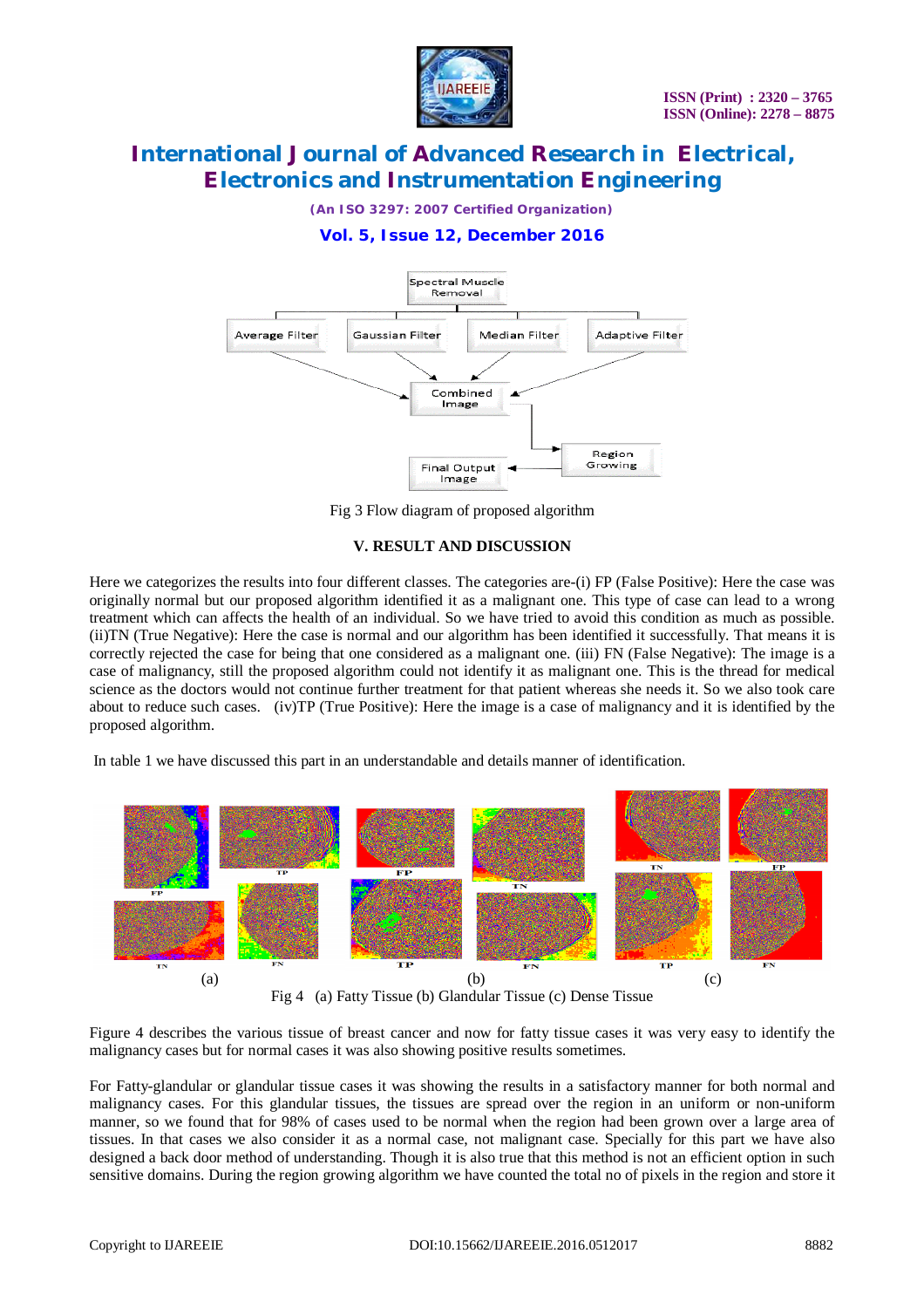Fig 3 Flow diagram of proposed algorithm

## V. RESULT AND DISCUSSION

Here we categorizes the results into four different classes. The categories are-(i) FP (False Positive): Here the case was originally normal but our proposed algorithm identified it as a malignant one. This type of case can lead to a wrong treatment which can affects the health of an individual. So we have tried to avoid this condition as much as possible. (ii)TN (True Negative): Here the case is normal and our algorithm has been identified it successfully. That means it is correctly rejected the case for being that one considered as a malignant one. (iii) FN (False Negative): The image is a case of malignancy, still the proposed algorithm could not identify it as malignant one. This is the thread for medical science as the doctors would not continue further treatment for that patient whereas she needs it. So we also took care about to reduce such cases. (iv)TP (True Positive): Here the image is a case of malignancy and it is identified by the proposed algorithm.

In table 1 we have discussed this part in an understandable and details manner of identification.

Fig 4 (a) Fatty Tissue (b) Glandular Tissue (c) Dense Tissue

Figure 4 describes the various tissue of breast cancer and now for fatty tissue cases it was very easy to identify the malignancy cases but for normal cases it was also showing positive results sometimes.

For Fatty-glandular or glandular tissue cases it was showing the results in a satisfactory manner for both normal and malignancy cases. For this glandular tissues, the tissues are spread over the region in an uniform or non-uniform manner, so we found that for 98% of cases used to be normal when the region had been grown over a large area of tissues. In that cases we also consider it as a normal case, not malignant case. Specially for this part we have also designed a back door method of understanding. Though it is also true that this method is not an efficient option in such sensitive domains. During the region growing algorithm we have counted the total no of pixels in the region and store it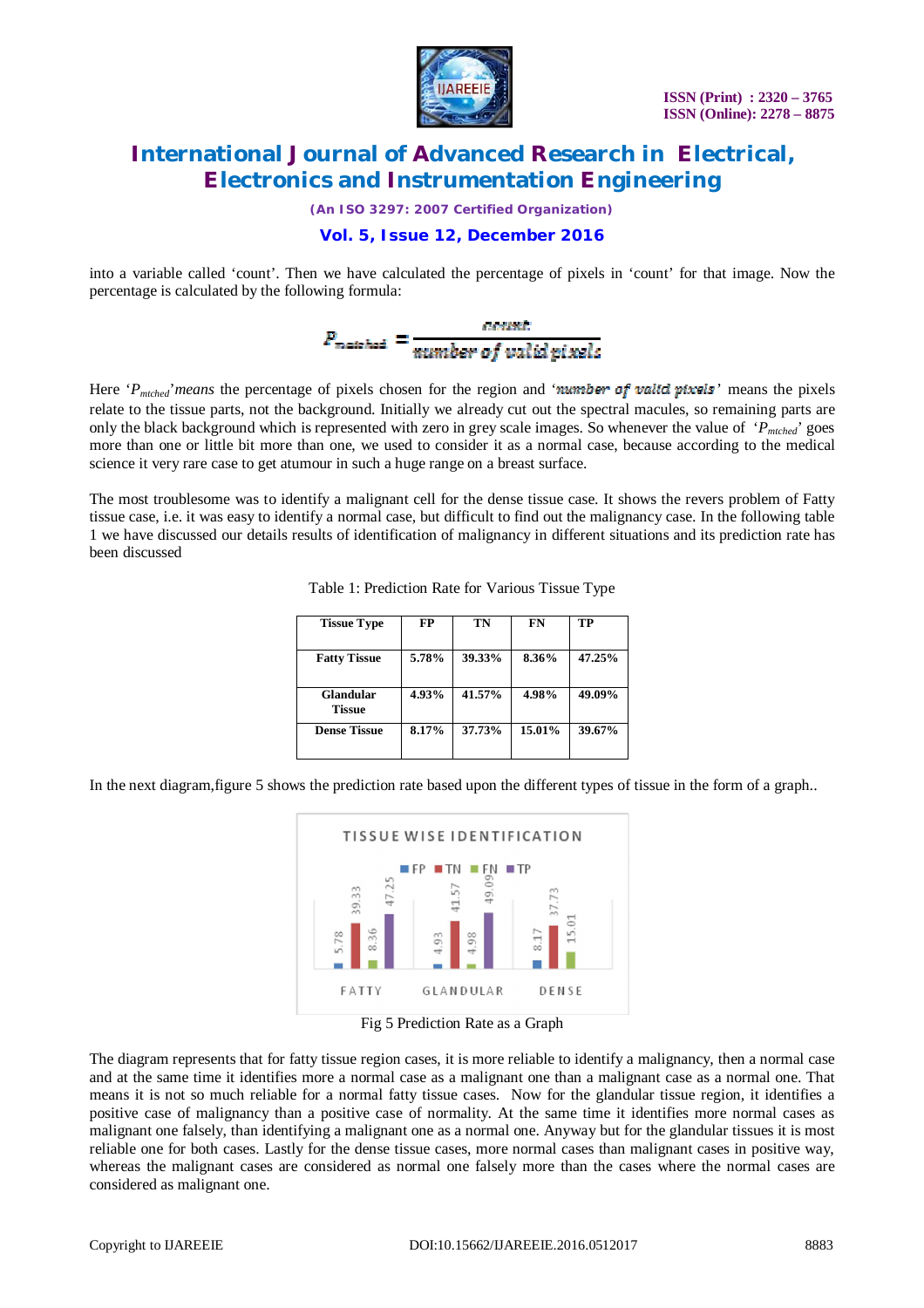into a variable called 'count'. Then we have calculated the percentage of pixels in 'count' for that image. Now the percentage is calculated by the following formula:

$$P_{matched} = \frac{count}{number\ of\ valid\ pixels}$$

Here '$P_{mtched}$'*means* the percentage of pixels chosen for the region and '$number\ of\ valid\ pixels$' means the pixels relate to the tissue parts, not the background. Initially we already cut out the spectral macules, so remaining parts are only the black background which is represented with zero in grey scale images. So whenever the value of '$P_{mtched}$' goes more than one or little bit more than one, we used to consider it as a normal case, because according to the medical science it very rare case to get atumour in such a huge range on a breast surface.

The most troublesome was to identify a malignant cell for the dense tissue case. It shows the revers problem of Fatty tissue case, i.e. it was easy to identify a normal case, but difficult to find out the malignancy case. In the following table 1 we have discussed our details results of identification of malignancy in different situations and its prediction rate has been discussed

Table 1: Prediction Rate for Various Tissue Type

| Tissue Type | FP | TN | FN | TP |
|---|---|---|---|---|
| Fatty Tissue | 5.78% | 39.33% | 8.36% | 47.25% |
| Glandular Tissue | 4.93% | 41.57% | 4.98% | 49.09% |
| Dense Tissue | 8.17% | 37.73% | 15.01% | 39.67% |

In the next diagram,figure 5 shows the prediction rate based upon the different types of tissue in the form of a graph..

Fig 5 Prediction Rate as a Graph

The diagram represents that for fatty tissue region cases, it is more reliable to identify a malignancy, then a normal case and at the same time it identifies more a normal case as a malignant one than a malignant case as a normal one. That means it is not so much reliable for a normal fatty tissue cases. Now for the glandular tissue region, it identifies a positive case of malignancy than a positive case of normality. At the same time it identifies more normal cases as malignant one falsely, than identifying a malignant one as a normal one. Anyway but for the glandular tissues it is most reliable one for both cases. Lastly for the dense tissue cases, more normal cases than malignant cases in positive way, whereas the malignant cases are considered as normal one falsely more than the cases where the normal cases are considered as malignant one.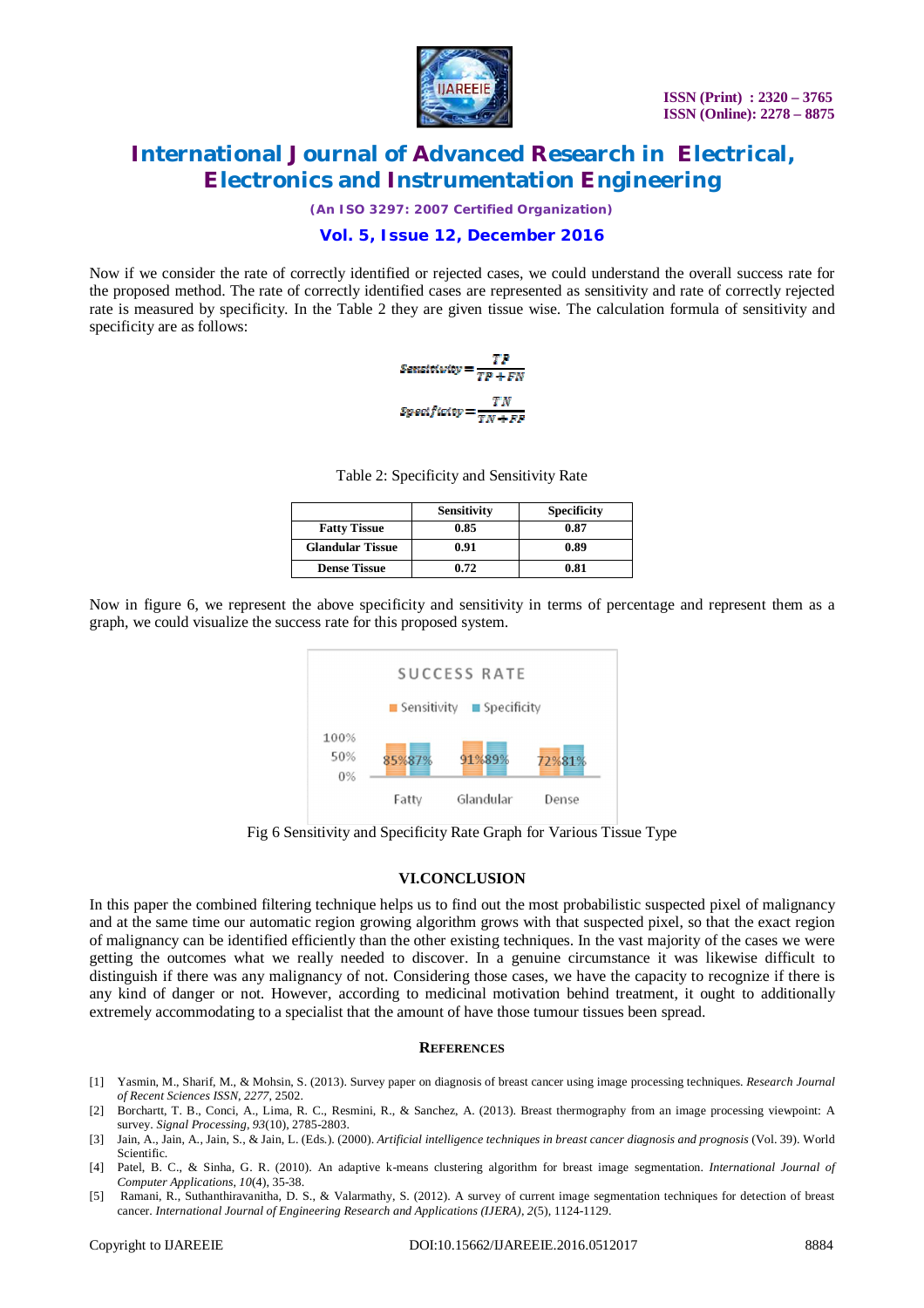Now if we consider the rate of correctly identified or rejected cases, we could understand the overall success rate for the proposed method. The rate of correctly identified cases are represented as sensitivity and rate of correctly rejected rate is measured by specificity. In the Table 2 they are given tissue wise. The calculation formula of sensitivity and specificity are as follows:

$$Sensitivity = \frac{TP}{TP + FN}$$

$$Specificity = \frac{TN}{TN + FP}$$

Table 2: Specificity and Sensitivity Rate

| | Sensitivity | Specificity |
|---|---|---|
| **Fatty Tissue** | 0.85 | 0.87 |
| **Glandular Tissue** | 0.91 | 0.89 |
| **Dense Tissue** | 0.72 | 0.81 |

Now in figure 6, we represent the above specificity and sensitivity in terms of percentage and represent them as a graph, we could visualize the success rate for this proposed system.

SUCCESS RATE

| | Sensitivity | Specificity |
|---|---|---|
| Fatty | 85% | 87% |
| Glandular | 91% | 89% |
| Dense | 72% | 81% |

Fig 6 Sensitivity and Specificity Rate Graph for Various Tissue Type

## VI.CONCLUSION

In this paper the combined filtering technique helps us to find out the most probabilistic suspected pixel of malignancy and at the same time our automatic region growing algorithm grows with that suspected pixel, so that the exact region of malignancy can be identified efficiently than the other existing techniques. In the vast majority of the cases we were getting the outcomes what we really needed to discover. In a genuine circumstance it was likewise difficult to distinguish if there was any malignancy of not. Considering those cases, we have the capacity to recognize if there is any kind of danger or not. However, according to medicinal motivation behind treatment, it ought to additionally extremely accommodating to a specialist that the amount of have those tumour tissues been spread.

## REFERENCES

[1] Yasmin, M., Sharif, M., & Mohsin, S. (2013). Survey paper on diagnosis of breast cancer using image processing techniques. *Research Journal of Recent Sciences ISSN*, *2277*, 2502.

[2] Borchartt, T. B., Conci, A., Lima, R. C., Resmini, R., & Sanchez, A. (2013). Breast thermography from an image processing viewpoint: A survey. *Signal Processing*, *93*(10), 2785-2803.

[3] Jain, A., Jain, A., Jain, S., & Jain, L. (Eds.). (2000). *Artificial intelligence techniques in breast cancer diagnosis and prognosis* (Vol. 39). World Scientific.

[4] Patel, B. C., & Sinha, G. R. (2010). An adaptive k-means clustering algorithm for breast image segmentation. *International Journal of Computer Applications*, *10*(4), 35-38.

[5] Ramani, R., Suthanthiravanitha, D. S., & Valarmathy, S. (2012). A survey of current image segmentation techniques for detection of breast cancer. *International Journal of Engineering Research and Applications (IJERA)*, *2*(5), 1124-1129.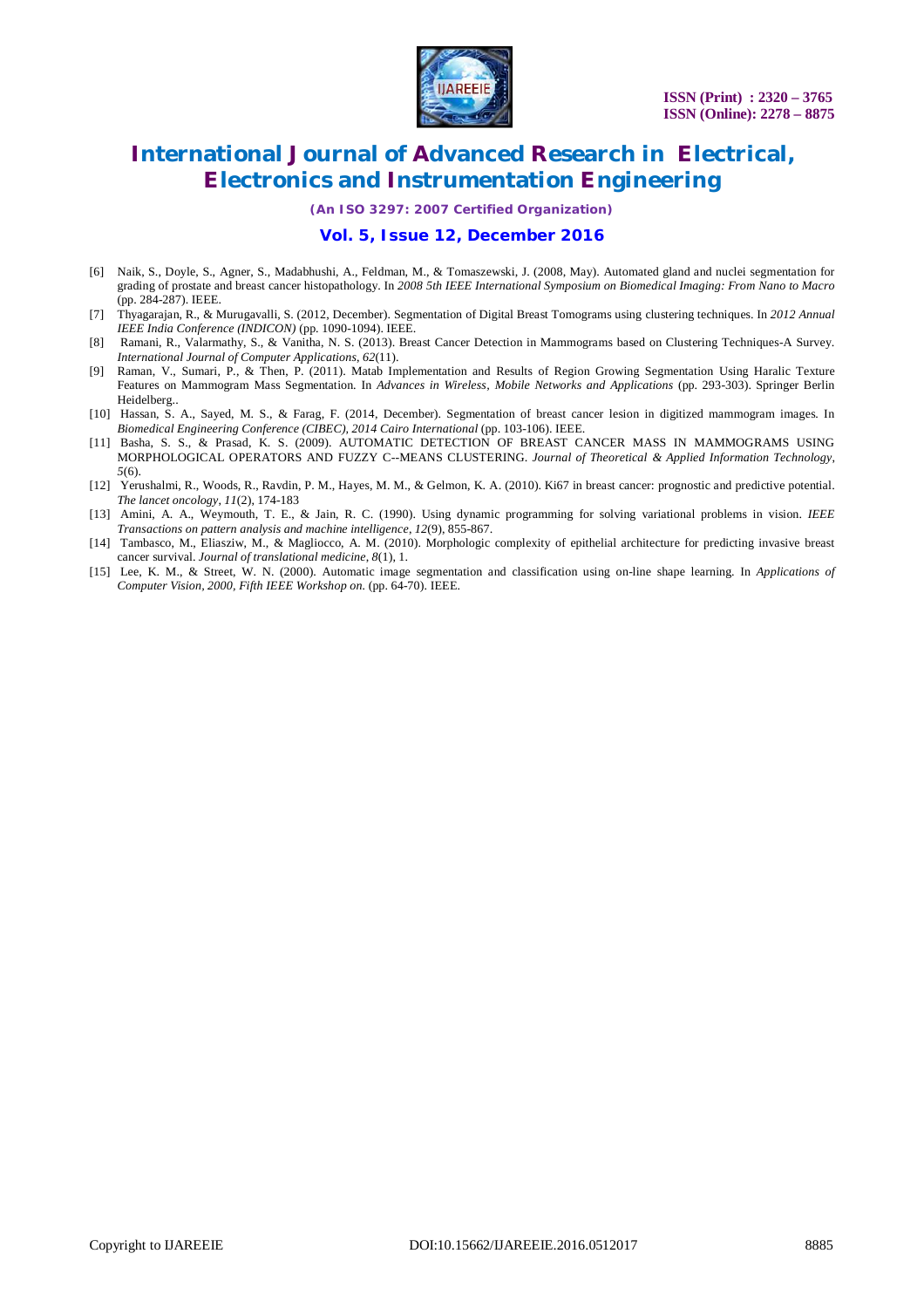[6] Naik, S., Doyle, S., Agner, S., Madabhushi, A., Feldman, M., & Tomaszewski, J. (2008, May). Automated gland and nuclei segmentation for grading of prostate and breast cancer histopathology. In *2008 5th IEEE International Symposium on Biomedical Imaging: From Nano to Macro* (pp. 284-287). IEEE.

[7] Thyagarajan, R., & Murugavalli, S. (2012, December). Segmentation of Digital Breast Tomograms using clustering techniques. In *2012 Annual IEEE India Conference (INDICON)* (pp. 1090-1094). IEEE.

[8] Ramani, R., Valarmathy, S., & Vanitha, N. S. (2013). Breast Cancer Detection in Mammograms based on Clustering Techniques-A Survey. *International Journal of Computer Applications*, *62*(11).

[9] Raman, V., Sumari, P., & Then, P. (2011). Matab Implementation and Results of Region Growing Segmentation Using Haralic Texture Features on Mammogram Mass Segmentation. In *Advances in Wireless, Mobile Networks and Applications* (pp. 293-303). Springer Berlin Heidelberg..

[10] Hassan, S. A., Sayed, M. S., & Farag, F. (2014, December). Segmentation of breast cancer lesion in digitized mammogram images. In *Biomedical Engineering Conference (CIBEC), 2014 Cairo International* (pp. 103-106). IEEE.

[11] Basha, S. S., & Prasad, K. S. (2009). AUTOMATIC DETECTION OF BREAST CANCER MASS IN MAMMOGRAMS USING MORPHOLOGICAL OPERATORS AND FUZZY C--MEANS CLUSTERING. *Journal of Theoretical & Applied Information Technology*, *5*(6).

[12] Yerushalmi, R., Woods, R., Ravdin, P. M., Hayes, M. M., & Gelmon, K. A. (2010). Ki67 in breast cancer: prognostic and predictive potential. *The lancet oncology*, *11*(2), 174-183

[13] Amini, A. A., Weymouth, T. E., & Jain, R. C. (1990). Using dynamic programming for solving variational problems in vision. *IEEE Transactions on pattern analysis and machine intelligence*, *12*(9), 855-867.

[14] Tambasco, M., Eliasziw, M., & Magliocco, A. M. (2010). Morphologic complexity of epithelial architecture for predicting invasive breast cancer survival. *Journal of translational medicine*, *8*(1), 1.

[15] Lee, K. M., & Street, W. N. (2000). Automatic image segmentation and classification using on-line shape learning. In *Applications of Computer Vision, 2000, Fifth IEEE Workshop on.* (pp. 64-70). IEEE.